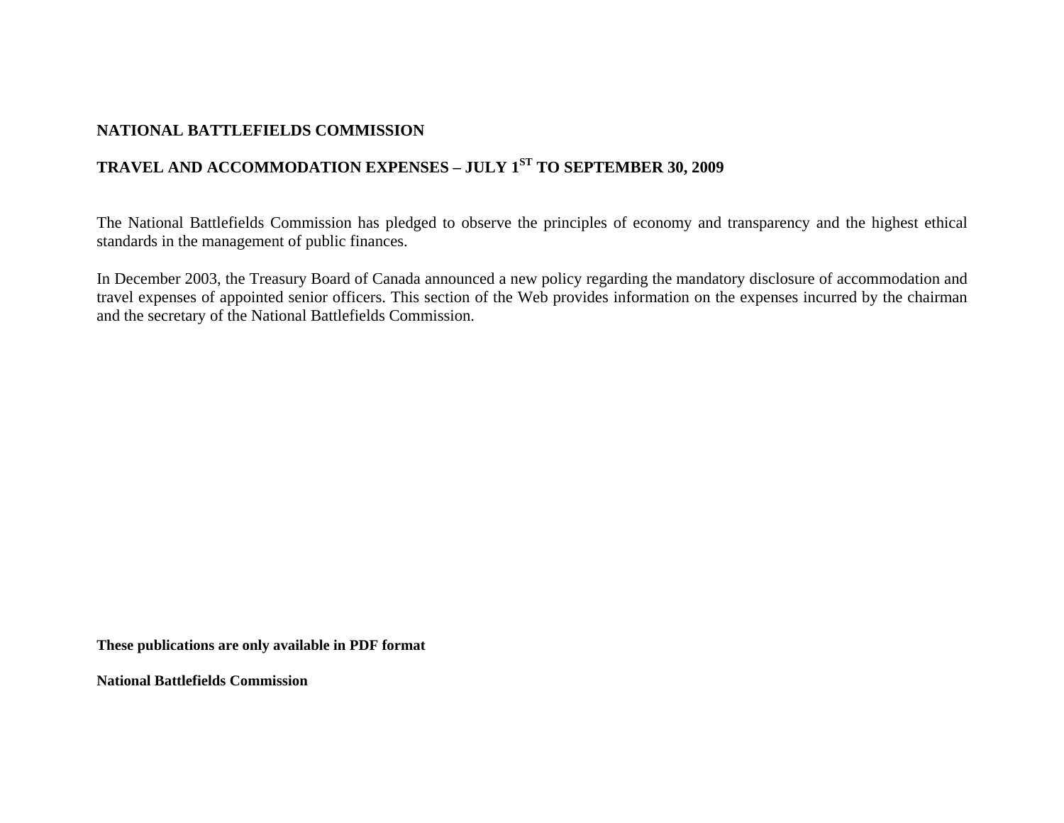**NATIONAL BATTLEFIELDS COMMISSION**

**TRAVEL AND ACCOMMODATION EXPENSES – JULY 1ST TO SEPTEMBER 30, 2009**

The National Battlefields Commission has pledged to observe the principles of economy and transparency and the highest ethical standards in the management of public finances.

In December 2003, the Treasury Board of Canada announced a new policy regarding the mandatory disclosure of accommodation and travel expenses of appointed senior officers. This section of the Web provides information on the expenses incurred by the chairman and the secretary of the National Battlefields Commission.

**These publications are only available in PDF format**

**National Battlefields Commission**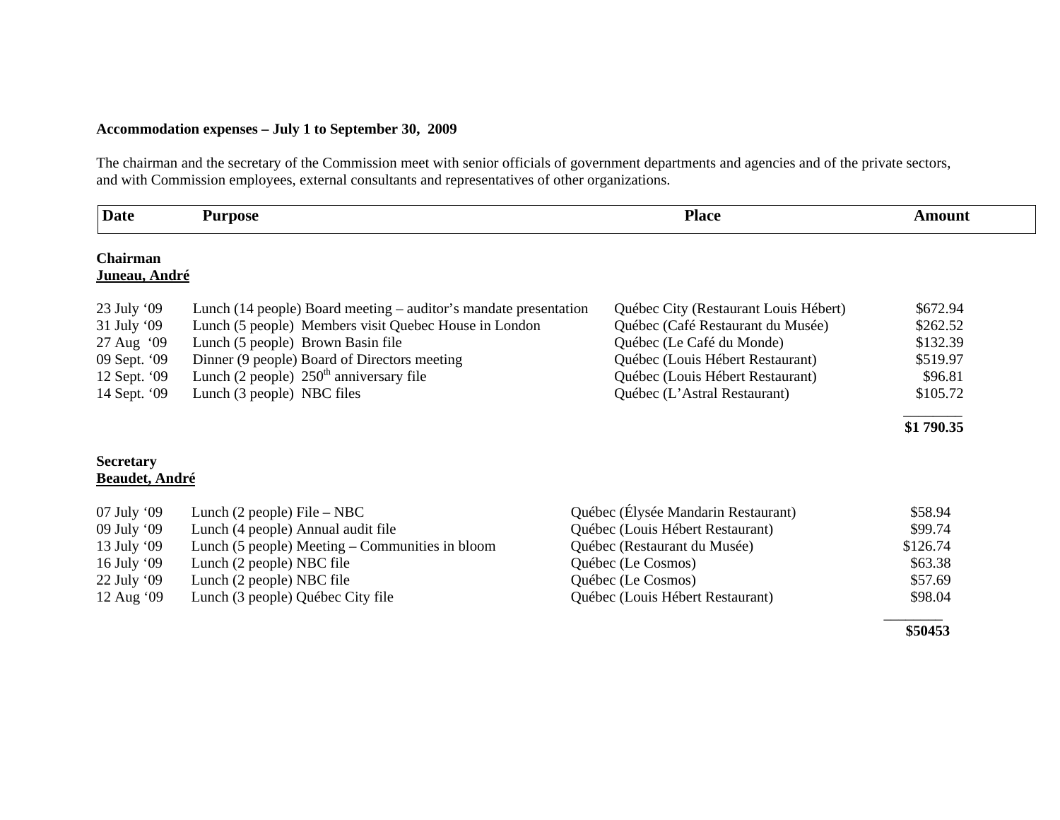**Accommodation expenses – July 1 to September 30, 2009**

The chairman and the secretary of the Commission meet with senior officials of government departments and agencies and of the private sectors, and with Commission employees, external consultants and representatives of other organizations.

| Date | Purpose | Place | Amount |
|---|---|---|---|
| **Chairman** | | | |
| **Juneau, André** | | | |
| 23 July '09 | Lunch (14 people) Board meeting – auditor's mandate presentation | Québec City (Restaurant Louis Hébert) | $672.94 |
| 31 July '09 | Lunch (5 people) Members visit Quebec House in London | Québec (Café Restaurant du Musée) | $262.52 |
| 27 Aug '09 | Lunch (5 people) Brown Basin file | Québec (Le Café du Monde) | $132.39 |
| 09 Sept. '09 | Dinner (9 people) Board of Directors meeting | Québec (Louis Hébert Restaurant) | $519.97 |
| 12 Sept. '09 | Lunch (2 people) 250th anniversary file | Québec (Louis Hébert Restaurant) | $96.81 |
| 14 Sept. '09 | Lunch (3 people) NBC files | Québec (L'Astral Restaurant) | $105.72 |
| | | | **$1 790.35** |
| **Secretary** | | | |
| **Beaudet, André** | | | |
| 07 July '09 | Lunch (2 people) File – NBC | Québec (Élysée Mandarin Restaurant) | $58.94 |
| 09 July '09 | Lunch (4 people) Annual audit file | Québec (Louis Hébert Restaurant) | $99.74 |
| 13 July '09 | Lunch (5 people) Meeting – Communities in bloom | Québec (Restaurant du Musée) | $126.74 |
| 16 July '09 | Lunch (2 people) NBC file | Québec (Le Cosmos) | $63.38 |
| 22 July '09 | Lunch (2 people) NBC file | Québec (Le Cosmos) | $57.69 |
| 12 Aug '09 | Lunch (3 people) Québec City file | Québec (Louis Hébert Restaurant) | $98.04 |
| | | | **$50453** |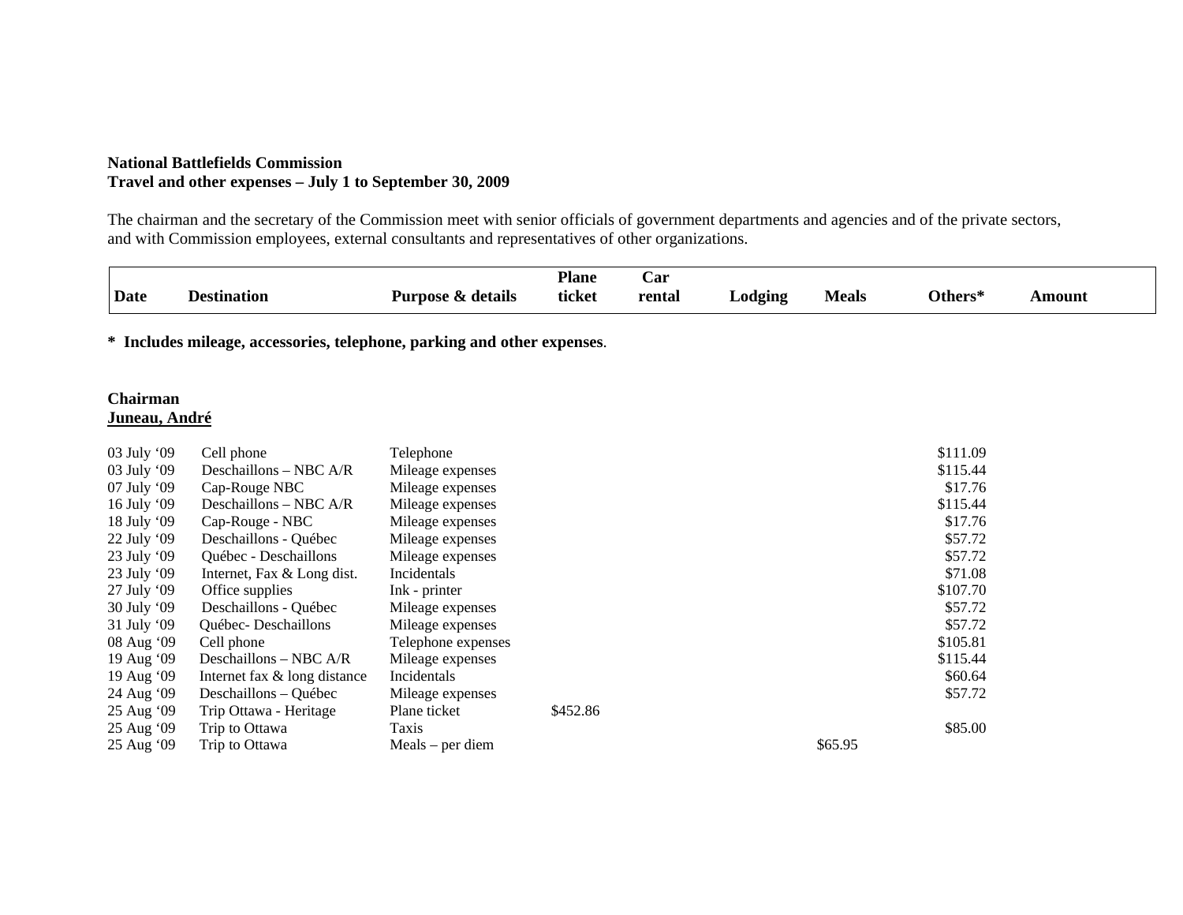**National Battlefields Commission**
**Travel and other expenses – July 1 to September 30, 2009**

The chairman and the secretary of the Commission meet with senior officials of government departments and agencies and of the private sectors, and with Commission employees, external consultants and representatives of other organizations.

**\* Includes mileage, accessories, telephone, parking and other expenses**.

**Chairman**
**Juneau, André**

| Date | Destination | Purpose & details | Plane ticket | Car rental | Lodging | Meals | Others* | Amount |
|---|---|---|---|---|---|---|---|---|
| 03 July '09 | Cell phone | Telephone | | | | | $111.09 | |
| 03 July '09 | Deschaillons – NBC A/R | Mileage expenses | | | | | $115.44 | |
| 07 July '09 | Cap-Rouge NBC | Mileage expenses | | | | | $17.76 | |
| 16 July '09 | Deschaillons – NBC A/R | Mileage expenses | | | | | $115.44 | |
| 18 July '09 | Cap-Rouge - NBC | Mileage expenses | | | | | $17.76 | |
| 22 July '09 | Deschaillons - Québec | Mileage expenses | | | | | $57.72 | |
| 23 July '09 | Québec - Deschaillons | Mileage expenses | | | | | $57.72 | |
| 23 July '09 | Internet, Fax & Long dist. | Incidentals | | | | | $71.08 | |
| 27 July '09 | Office supplies | Ink - printer | | | | | $107.70 | |
| 30 July '09 | Deschaillons - Québec | Mileage expenses | | | | | $57.72 | |
| 31 July '09 | Québec- Deschaillons | Mileage expenses | | | | | $57.72 | |
| 08 Aug '09 | Cell phone | Telephone expenses | | | | | $105.81 | |
| 19 Aug '09 | Deschaillons – NBC A/R | Mileage expenses | | | | | $115.44 | |
| 19 Aug '09 | Internet fax & long distance | Incidentals | | | | | $60.64 | |
| 24 Aug '09 | Deschaillons – Québec | Mileage expenses | | | | | $57.72 | |
| 25 Aug '09 | Trip Ottawa - Heritage | Plane ticket | $452.86 | | | | | |
| 25 Aug '09 | Trip to Ottawa | Taxis | | | | | $85.00 | |
| 25 Aug '09 | Trip to Ottawa | Meals – per diem | | | | $65.95 | | |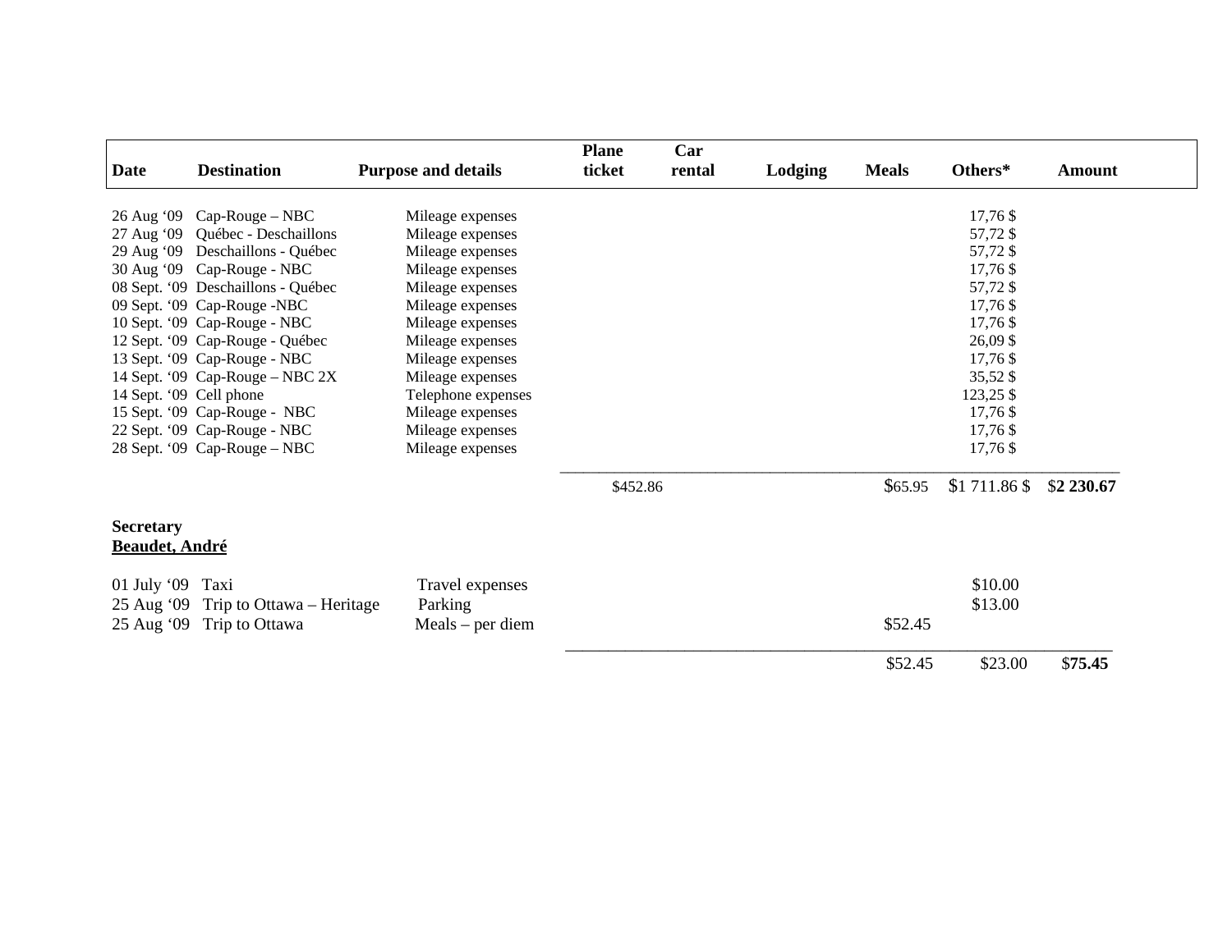| Date | Destination | Purpose and details | Plane ticket | Car rental | Lodging | Meals | Others* | Amount |
|---|---|---|---|---|---|---|---|---|
| 26 Aug '09 | Cap-Rouge – NBC | Mileage expenses | | | | | 17,76 $ | |
| 27 Aug '09 | Québec - Deschaillons | Mileage expenses | | | | | 57,72 $ | |
| 29 Aug '09 | Deschaillons - Québec | Mileage expenses | | | | | 57,72 $ | |
| 30 Aug '09 | Cap-Rouge - NBC | Mileage expenses | | | | | 17,76 $ | |
| 08 Sept. '09 | Deschaillons - Québec | Mileage expenses | | | | | 57,72 $ | |
| 09 Sept. '09 | Cap-Rouge -NBC | Mileage expenses | | | | | 17,76 $ | |
| 10 Sept. '09 | Cap-Rouge - NBC | Mileage expenses | | | | | 17,76 $ | |
| 12 Sept. '09 | Cap-Rouge - Québec | Mileage expenses | | | | | 26,09 $ | |
| 13 Sept. '09 | Cap-Rouge - NBC | Mileage expenses | | | | | 17,76 $ | |
| 14 Sept. '09 | Cap-Rouge – NBC 2X | Mileage expenses | | | | | 35,52 $ | |
| 14 Sept. '09 | Cell phone | Telephone expenses | | | | | 123,25 $ | |
| 15 Sept. '09 | Cap-Rouge - NBC | Mileage expenses | | | | | 17,76 $ | |
| 22 Sept. '09 | Cap-Rouge - NBC | Mileage expenses | | | | | 17,76 $ | |
| 28 Sept. '09 | Cap-Rouge – NBC | Mileage expenses | | | | | 17,76 $ | |
| | | | $452.86 | | | $65.95 | $1 711.86 $ | $**2 230.67** |

**Secretary**
**<u>Beaudet, André</u>**

| Date | Destination | Purpose and details | Plane ticket | Car rental | Lodging | Meals | Others* | Amount |
|---|---|---|---|---|---|---|---|---|
| 01 July '09 | Taxi | Travel expenses | | | | | $10.00 | |
| 25 Aug '09 | Trip to Ottawa – Heritage | Parking | | | | | $13.00 | |
| 25 Aug '09 | Trip to Ottawa | Meals – per diem | | | | $52.45 | | |
| | | | | | | $52.45 | $23.00 | $**75.45** |